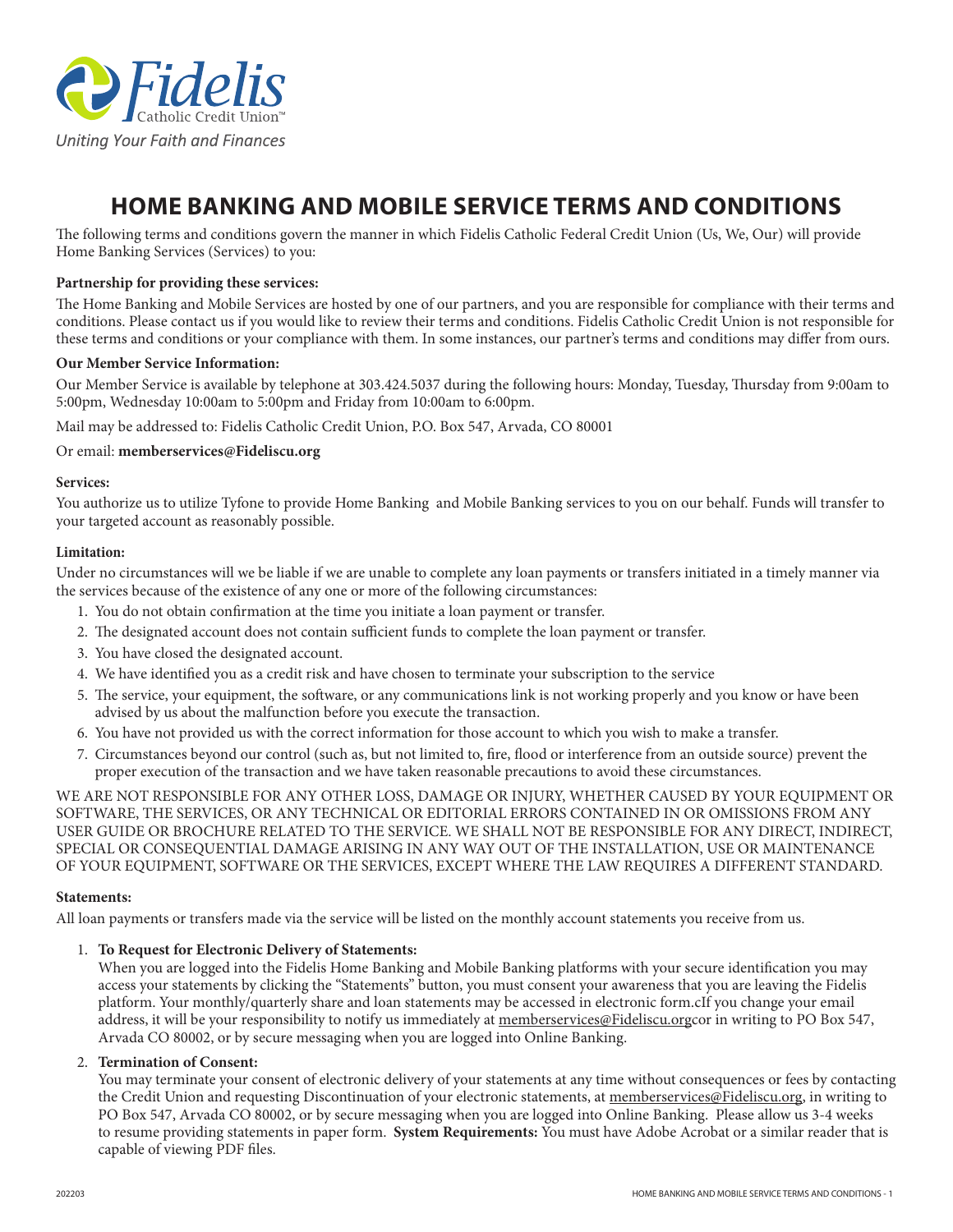Fidelis Catholic Credit Union™

*Uniting Your Faith and Finances*

# HOME BANKING AND MOBILE SERVICE TERMS AND CONDITIONS

The following terms and conditions govern the manner in which Fidelis Catholic Federal Credit Union (Us, We, Our) will provide Home Banking Services (Services) to you:

**Partnership for providing these services:**

The Home Banking and Mobile Services are hosted by one of our partners, and you are responsible for compliance with their terms and conditions. Please contact us if you would like to review their terms and conditions. Fidelis Catholic Credit Union is not responsible for these terms and conditions or your compliance with them. In some instances, our partner's terms and conditions may differ from ours.

**Our Member Service Information:**

Our Member Service is available by telephone at 303.424.5037 during the following hours: Monday, Tuesday, Thursday from 9:00am to 5:00pm, Wednesday 10:00am to 5:00pm and Friday from 10:00am to 6:00pm.

Mail may be addressed to: Fidelis Catholic Credit Union, P.O. Box 547, Arvada, CO 80001

Or email: **memberservices@Fideliscu.org**

**Services:**

You authorize us to utilize Tyfone to provide Home Banking and Mobile Banking services to you on our behalf. Funds will transfer to your targeted account as reasonably possible.

**Limitation:**

Under no circumstances will we be liable if we are unable to complete any loan payments or transfers initiated in a timely manner via the services because of the existence of any one or more of the following circumstances:

1. You do not obtain confirmation at the time you initiate a loan payment or transfer.
2. The designated account does not contain sufficient funds to complete the loan payment or transfer.
3. You have closed the designated account.
4. We have identified you as a credit risk and have chosen to terminate your subscription to the service
5. The service, your equipment, the software, or any communications link is not working properly and you know or have been advised by us about the malfunction before you execute the transaction.
6. You have not provided us with the correct information for those account to which you wish to make a transfer.
7. Circumstances beyond our control (such as, but not limited to, fire, flood or interference from an outside source) prevent the proper execution of the transaction and we have taken reasonable precautions to avoid these circumstances.

WE ARE NOT RESPONSIBLE FOR ANY OTHER LOSS, DAMAGE OR INJURY, WHETHER CAUSED BY YOUR EQUIPMENT OR SOFTWARE, THE SERVICES, OR ANY TECHNICAL OR EDITORIAL ERRORS CONTAINED IN OR OMISSIONS FROM ANY USER GUIDE OR BROCHURE RELATED TO THE SERVICE. WE SHALL NOT BE RESPONSIBLE FOR ANY DIRECT, INDIRECT, SPECIAL OR CONSEQUENTIAL DAMAGE ARISING IN ANY WAY OUT OF THE INSTALLATION, USE OR MAINTENANCE OF YOUR EQUIPMENT, SOFTWARE OR THE SERVICES, EXCEPT WHERE THE LAW REQUIRES A DIFFERENT STANDARD.

**Statements:**

All loan payments or transfers made via the service will be listed on the monthly account statements you receive from us.

1. **To Request for Electronic Delivery of Statements:**
   When you are logged into the Fidelis Home Banking and Mobile Banking platforms with your secure identification you may access your statements by clicking the "Statements" button, you must consent your awareness that you are leaving the Fidelis platform. Your monthly/quarterly share and loan statements may be accessed in electronic form.cIf you change your email address, it will be your responsibility to notify us immediately at memberservices@Fideliscu.orgcor in writing to PO Box 547, Arvada CO 80002, or by secure messaging when you are logged into Online Banking.

2. **Termination of Consent:**
   You may terminate your consent of electronic delivery of your statements at any time without consequences or fees by contacting the Credit Union and requesting Discontinuation of your electronic statements, at memberservices@Fideliscu.org, in writing to PO Box 547, Arvada CO 80002, or by secure messaging when you are logged into Online Banking. Please allow us 3-4 weeks to resume providing statements in paper form. **System Requirements:** You must have Adobe Acrobat or a similar reader that is capable of viewing PDF files.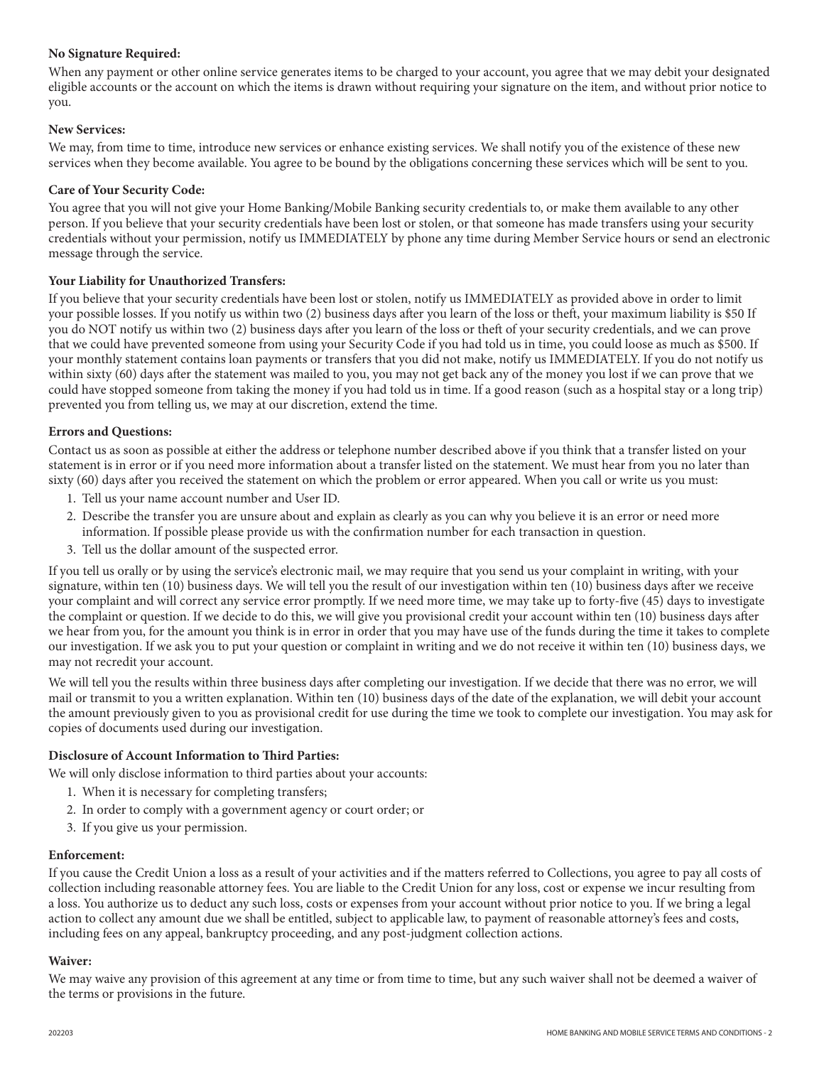**No Signature Required:**

When any payment or other online service generates items to be charged to your account, you agree that we may debit your designated eligible accounts or the account on which the items is drawn without requiring your signature on the item, and without prior notice to you.

**New Services:**

We may, from time to time, introduce new services or enhance existing services. We shall notify you of the existence of these new services when they become available. You agree to be bound by the obligations concerning these services which will be sent to you.

**Care of Your Security Code:**

You agree that you will not give your Home Banking/Mobile Banking security credentials to, or make them available to any other person. If you believe that your security credentials have been lost or stolen, or that someone has made transfers using your security credentials without your permission, notify us IMMEDIATELY by phone any time during Member Service hours or send an electronic message through the service.

**Your Liability for Unauthorized Transfers:**

If you believe that your security credentials have been lost or stolen, notify us IMMEDIATELY as provided above in order to limit your possible losses. If you notify us within two (2) business days after you learn of the loss or theft, your maximum liability is $50 If you do NOT notify us within two (2) business days after you learn of the loss or theft of your security credentials, and we can prove that we could have prevented someone from using your Security Code if you had told us in time, you could loose as much as $500. If your monthly statement contains loan payments or transfers that you did not make, notify us IMMEDIATELY. If you do not notify us within sixty (60) days after the statement was mailed to you, you may not get back any of the money you lost if we can prove that we could have stopped someone from taking the money if you had told us in time. If a good reason (such as a hospital stay or a long trip) prevented you from telling us, we may at our discretion, extend the time.

**Errors and Questions:**

Contact us as soon as possible at either the address or telephone number described above if you think that a transfer listed on your statement is in error or if you need more information about a transfer listed on the statement. We must hear from you no later than sixty (60) days after you received the statement on which the problem or error appeared. When you call or write us you must:

1. Tell us your name account number and User ID.
2. Describe the transfer you are unsure about and explain as clearly as you can why you believe it is an error or need more information. If possible please provide us with the confirmation number for each transaction in question.
3. Tell us the dollar amount of the suspected error.

If you tell us orally or by using the service's electronic mail, we may require that you send us your complaint in writing, with your signature, within ten (10) business days. We will tell you the result of our investigation within ten (10) business days after we receive your complaint and will correct any service error promptly. If we need more time, we may take up to forty-five (45) days to investigate the complaint or question. If we decide to do this, we will give you provisional credit your account within ten (10) business days after we hear from you, for the amount you think is in error in order that you may have use of the funds during the time it takes to complete our investigation. If we ask you to put your question or complaint in writing and we do not receive it within ten (10) business days, we may not recredit your account.

We will tell you the results within three business days after completing our investigation. If we decide that there was no error, we will mail or transmit to you a written explanation. Within ten (10) business days of the date of the explanation, we will debit your account the amount previously given to you as provisional credit for use during the time we took to complete our investigation. You may ask for copies of documents used during our investigation.

**Disclosure of Account Information to Third Parties:**

We will only disclose information to third parties about your accounts:

1. When it is necessary for completing transfers;
2. In order to comply with a government agency or court order; or
3. If you give us your permission.

**Enforcement:**

If you cause the Credit Union a loss as a result of your activities and if the matters referred to Collections, you agree to pay all costs of collection including reasonable attorney fees. You are liable to the Credit Union for any loss, cost or expense we incur resulting from a loss. You authorize us to deduct any such loss, costs or expenses from your account without prior notice to you. If we bring a legal action to collect any amount due we shall be entitled, subject to applicable law, to payment of reasonable attorney's fees and costs, including fees on any appeal, bankruptcy proceeding, and any post-judgment collection actions.

**Waiver:**

We may waive any provision of this agreement at any time or from time to time, but any such waiver shall not be deemed a waiver of the terms or provisions in the future.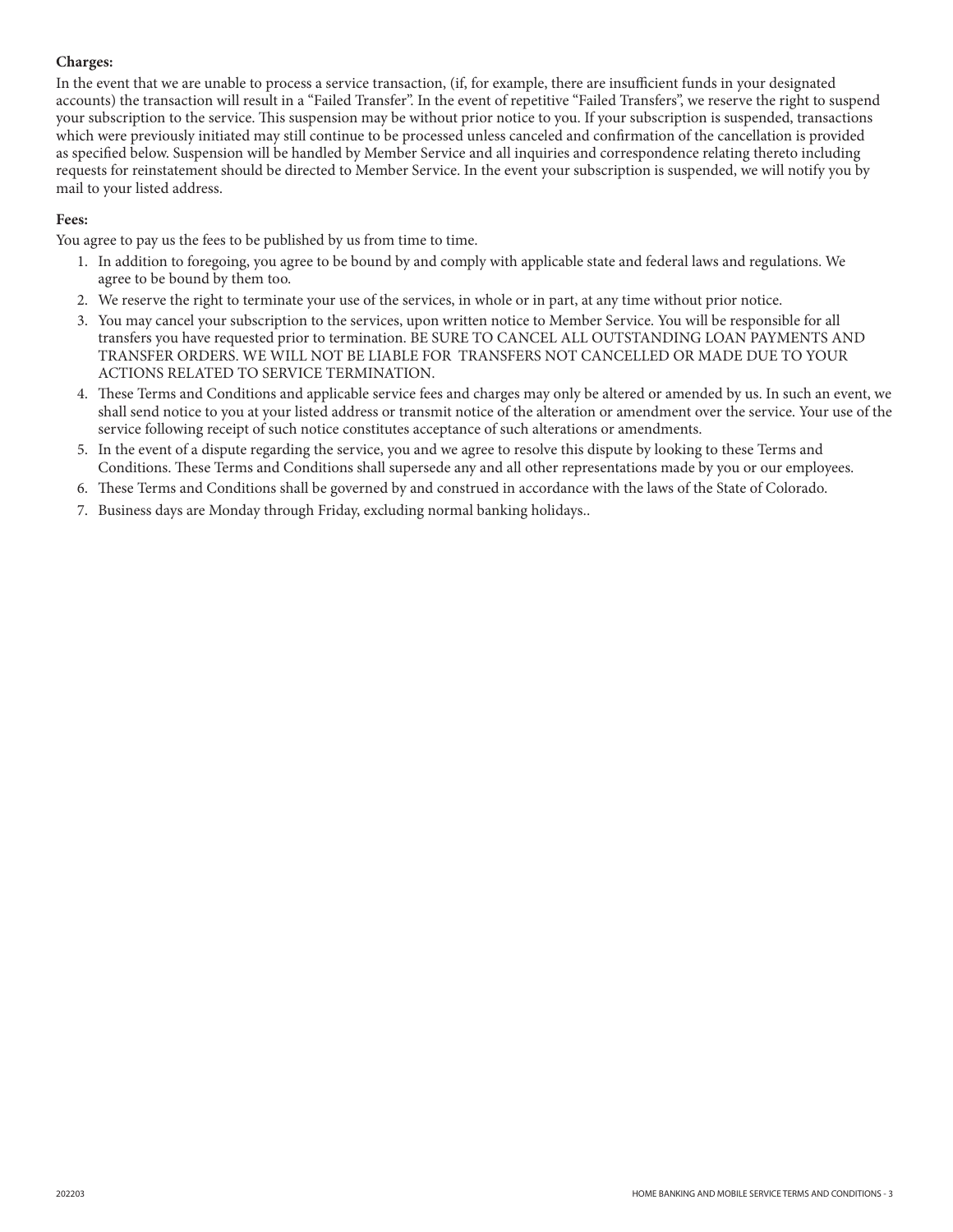**Charges:**

In the event that we are unable to process a service transaction, (if, for example, there are insufficient funds in your designated accounts) the transaction will result in a "Failed Transfer". In the event of repetitive "Failed Transfers", we reserve the right to suspend your subscription to the service. This suspension may be without prior notice to you. If your subscription is suspended, transactions which were previously initiated may still continue to be processed unless canceled and confirmation of the cancellation is provided as specified below. Suspension will be handled by Member Service and all inquiries and correspondence relating thereto including requests for reinstatement should be directed to Member Service. In the event your subscription is suspended, we will notify you by mail to your listed address.

**Fees:**

You agree to pay us the fees to be published by us from time to time.

1. In addition to foregoing, you agree to be bound by and comply with applicable state and federal laws and regulations. We agree to be bound by them too.
2. We reserve the right to terminate your use of the services, in whole or in part, at any time without prior notice.
3. You may cancel your subscription to the services, upon written notice to Member Service. You will be responsible for all transfers you have requested prior to termination. BE SURE TO CANCEL ALL OUTSTANDING LOAN PAYMENTS AND TRANSFER ORDERS. WE WILL NOT BE LIABLE FOR TRANSFERS NOT CANCELLED OR MADE DUE TO YOUR ACTIONS RELATED TO SERVICE TERMINATION.
4. These Terms and Conditions and applicable service fees and charges may only be altered or amended by us. In such an event, we shall send notice to you at your listed address or transmit notice of the alteration or amendment over the service. Your use of the service following receipt of such notice constitutes acceptance of such alterations or amendments.
5. In the event of a dispute regarding the service, you and we agree to resolve this dispute by looking to these Terms and Conditions. These Terms and Conditions shall supersede any and all other representations made by you or our employees.
6. These Terms and Conditions shall be governed by and construed in accordance with the laws of the State of Colorado.
7. Business days are Monday through Friday, excluding normal banking holidays..